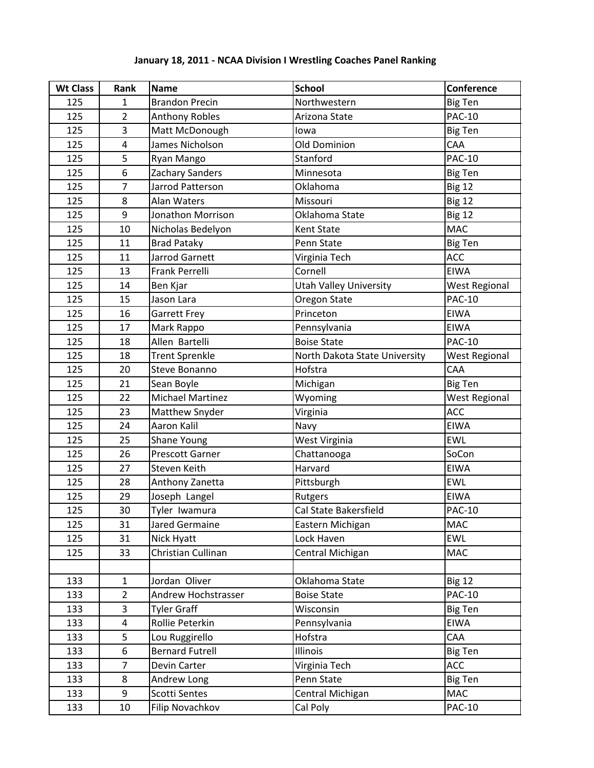**January 18, 2011 - NCAA Division I Wrestling Coaches Panel Ranking**

| Wt Class | Rank | Name | School | Conference |
|---|---|---|---|---|
| 125 | 1 | Brandon Precin | Northwestern | Big Ten |
| 125 | 2 | Anthony Robles | Arizona State | PAC-10 |
| 125 | 3 | Matt McDonough | Iowa | Big Ten |
| 125 | 4 | James Nicholson | Old Dominion | CAA |
| 125 | 5 | Ryan Mango | Stanford | PAC-10 |
| 125 | 6 | Zachary Sanders | Minnesota | Big Ten |
| 125 | 7 | Jarrod Patterson | Oklahoma | Big 12 |
| 125 | 8 | Alan Waters | Missouri | Big 12 |
| 125 | 9 | Jonathon Morrison | Oklahoma State | Big 12 |
| 125 | 10 | Nicholas Bedelyon | Kent State | MAC |
| 125 | 11 | Brad Pataky | Penn State | Big Ten |
| 125 | 11 | Jarrod Garnett | Virginia Tech | ACC |
| 125 | 13 | Frank Perrelli | Cornell | EIWA |
| 125 | 14 | Ben Kjar | Utah Valley University | West Regional |
| 125 | 15 | Jason Lara | Oregon State | PAC-10 |
| 125 | 16 | Garrett Frey | Princeton | EIWA |
| 125 | 17 | Mark Rappo | Pennsylvania | EIWA |
| 125 | 18 | Allen Bartelli | Boise State | PAC-10 |
| 125 | 18 | Trent Sprenkle | North Dakota State University | West Regional |
| 125 | 20 | Steve Bonanno | Hofstra | CAA |
| 125 | 21 | Sean Boyle | Michigan | Big Ten |
| 125 | 22 | Michael Martinez | Wyoming | West Regional |
| 125 | 23 | Matthew Snyder | Virginia | ACC |
| 125 | 24 | Aaron Kalil | Navy | EIWA |
| 125 | 25 | Shane Young | West Virginia | EWL |
| 125 | 26 | Prescott Garner | Chattanooga | SoCon |
| 125 | 27 | Steven Keith | Harvard | EIWA |
| 125 | 28 | Anthony Zanetta | Pittsburgh | EWL |
| 125 | 29 | Joseph Langel | Rutgers | EIWA |
| 125 | 30 | Tyler Iwamura | Cal State Bakersfield | PAC-10 |
| 125 | 31 | Jared Germaine | Eastern Michigan | MAC |
| 125 | 31 | Nick Hyatt | Lock Haven | EWL |
| 125 | 33 | Christian Cullinan | Central Michigan | MAC |
| | | | | |
| 133 | 1 | Jordan Oliver | Oklahoma State | Big 12 |
| 133 | 2 | Andrew Hochstrasser | Boise State | PAC-10 |
| 133 | 3 | Tyler Graff | Wisconsin | Big Ten |
| 133 | 4 | Rollie Peterkin | Pennsylvania | EIWA |
| 133 | 5 | Lou Ruggirello | Hofstra | CAA |
| 133 | 6 | Bernard Futrell | Illinois | Big Ten |
| 133 | 7 | Devin Carter | Virginia Tech | ACC |
| 133 | 8 | Andrew Long | Penn State | Big Ten |
| 133 | 9 | Scotti Sentes | Central Michigan | MAC |
| 133 | 10 | Filip Novachkov | Cal Poly | PAC-10 |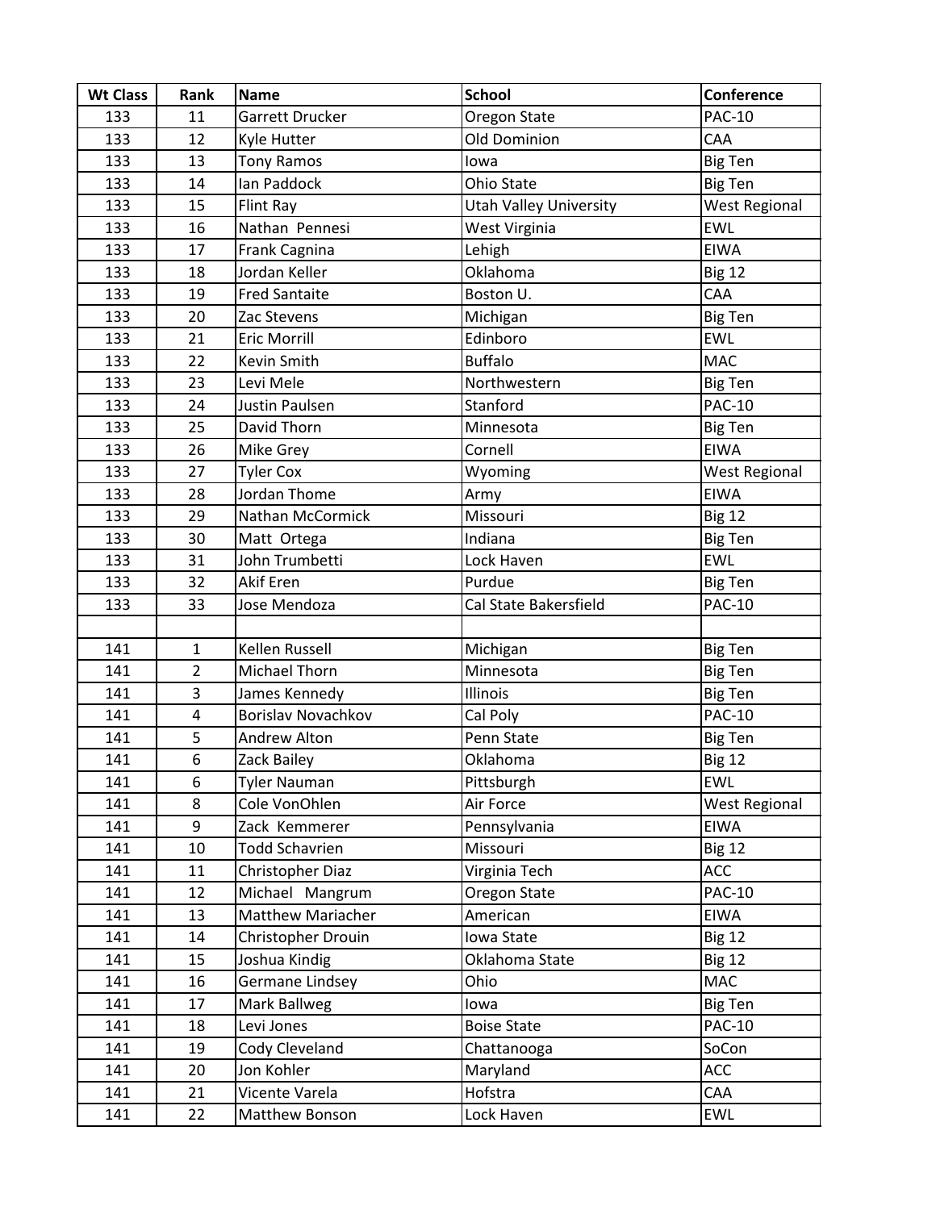| Wt Class | Rank | Name | School | Conference |
|---|---|---|---|---|
| 133 | 11 | Garrett Drucker | Oregon State | PAC-10 |
| 133 | 12 | Kyle Hutter | Old Dominion | CAA |
| 133 | 13 | Tony Ramos | Iowa | Big Ten |
| 133 | 14 | Ian Paddock | Ohio State | Big Ten |
| 133 | 15 | Flint Ray | Utah Valley University | West Regional |
| 133 | 16 | Nathan Pennesi | West Virginia | EWL |
| 133 | 17 | Frank Cagnina | Lehigh | EIWA |
| 133 | 18 | Jordan Keller | Oklahoma | Big 12 |
| 133 | 19 | Fred Santaite | Boston U. | CAA |
| 133 | 20 | Zac Stevens | Michigan | Big Ten |
| 133 | 21 | Eric Morrill | Edinboro | EWL |
| 133 | 22 | Kevin Smith | Buffalo | MAC |
| 133 | 23 | Levi Mele | Northwestern | Big Ten |
| 133 | 24 | Justin Paulsen | Stanford | PAC-10 |
| 133 | 25 | David Thorn | Minnesota | Big Ten |
| 133 | 26 | Mike Grey | Cornell | EIWA |
| 133 | 27 | Tyler Cox | Wyoming | West Regional |
| 133 | 28 | Jordan Thome | Army | EIWA |
| 133 | 29 | Nathan McCormick | Missouri | Big 12 |
| 133 | 30 | Matt Ortega | Indiana | Big Ten |
| 133 | 31 | John Trumbetti | Lock Haven | EWL |
| 133 | 32 | Akif Eren | Purdue | Big Ten |
| 133 | 33 | Jose Mendoza | Cal State Bakersfield | PAC-10 |
| | | | | |
| 141 | 1 | Kellen Russell | Michigan | Big Ten |
| 141 | 2 | Michael Thorn | Minnesota | Big Ten |
| 141 | 3 | James Kennedy | Illinois | Big Ten |
| 141 | 4 | Borislav Novachkov | Cal Poly | PAC-10 |
| 141 | 5 | Andrew Alton | Penn State | Big Ten |
| 141 | 6 | Zack Bailey | Oklahoma | Big 12 |
| 141 | 6 | Tyler Nauman | Pittsburgh | EWL |
| 141 | 8 | Cole VonOhlen | Air Force | West Regional |
| 141 | 9 | Zack Kemmerer | Pennsylvania | EIWA |
| 141 | 10 | Todd Schavrien | Missouri | Big 12 |
| 141 | 11 | Christopher Diaz | Virginia Tech | ACC |
| 141 | 12 | Michael Mangrum | Oregon State | PAC-10 |
| 141 | 13 | Matthew Mariacher | American | EIWA |
| 141 | 14 | Christopher Drouin | Iowa State | Big 12 |
| 141 | 15 | Joshua Kindig | Oklahoma State | Big 12 |
| 141 | 16 | Germane Lindsey | Ohio | MAC |
| 141 | 17 | Mark Ballweg | Iowa | Big Ten |
| 141 | 18 | Levi Jones | Boise State | PAC-10 |
| 141 | 19 | Cody Cleveland | Chattanooga | SoCon |
| 141 | 20 | Jon Kohler | Maryland | ACC |
| 141 | 21 | Vicente Varela | Hofstra | CAA |
| 141 | 22 | Matthew Bonson | Lock Haven | EWL |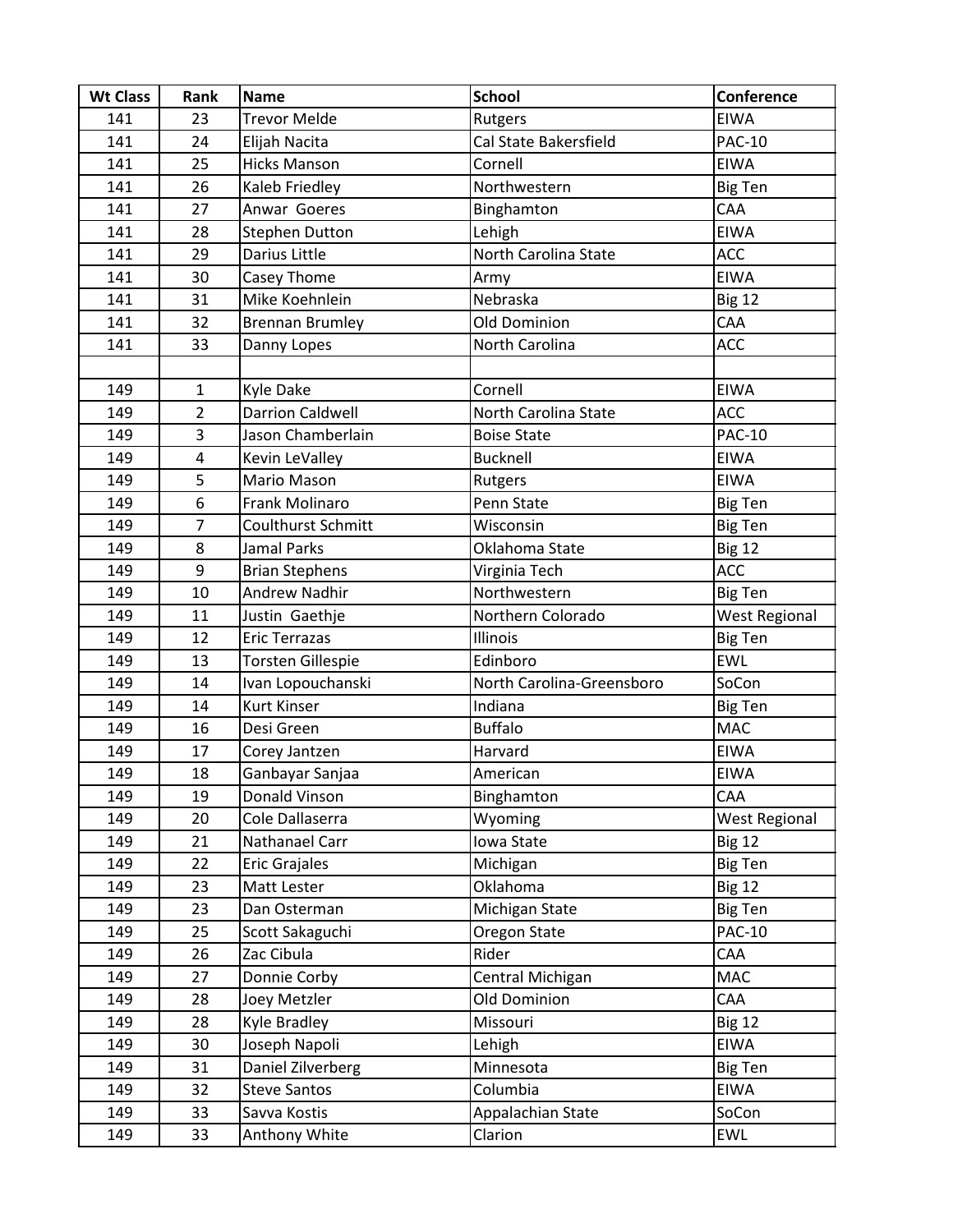| Wt Class | Rank | Name | School | Conference |
|---|---|---|---|---|
| 141 | 23 | Trevor Melde | Rutgers | EIWA |
| 141 | 24 | Elijah Nacita | Cal State Bakersfield | PAC-10 |
| 141 | 25 | Hicks Manson | Cornell | EIWA |
| 141 | 26 | Kaleb Friedley | Northwestern | Big Ten |
| 141 | 27 | Anwar  Goeres | Binghamton | CAA |
| 141 | 28 | Stephen Dutton | Lehigh | EIWA |
| 141 | 29 | Darius Little | North Carolina State | ACC |
| 141 | 30 | Casey Thome | Army | EIWA |
| 141 | 31 | Mike Koehnlein | Nebraska | Big 12 |
| 141 | 32 | Brennan Brumley | Old Dominion | CAA |
| 141 | 33 | Danny Lopes | North Carolina | ACC |
| | | | | |
| 149 | 1 | Kyle Dake | Cornell | EIWA |
| 149 | 2 | Darrion Caldwell | North Carolina State | ACC |
| 149 | 3 | Jason Chamberlain | Boise State | PAC-10 |
| 149 | 4 | Kevin LeValley | Bucknell | EIWA |
| 149 | 5 | Mario Mason | Rutgers | EIWA |
| 149 | 6 | Frank Molinaro | Penn State | Big Ten |
| 149 | 7 | Coulthurst Schmitt | Wisconsin | Big Ten |
| 149 | 8 | Jamal Parks | Oklahoma State | Big 12 |
| 149 | 9 | Brian Stephens | Virginia Tech | ACC |
| 149 | 10 | Andrew Nadhir | Northwestern | Big Ten |
| 149 | 11 | Justin  Gaethje | Northern Colorado | West Regional |
| 149 | 12 | Eric Terrazas | Illinois | Big Ten |
| 149 | 13 | Torsten Gillespie | Edinboro | EWL |
| 149 | 14 | Ivan Lopouchanski | North Carolina-Greensboro | SoCon |
| 149 | 14 | Kurt Kinser | Indiana | Big Ten |
| 149 | 16 | Desi Green | Buffalo | MAC |
| 149 | 17 | Corey Jantzen | Harvard | EIWA |
| 149 | 18 | Ganbayar Sanjaa | American | EIWA |
| 149 | 19 | Donald Vinson | Binghamton | CAA |
| 149 | 20 | Cole Dallaserra | Wyoming | West Regional |
| 149 | 21 | Nathanael Carr | Iowa State | Big 12 |
| 149 | 22 | Eric Grajales | Michigan | Big Ten |
| 149 | 23 | Matt Lester | Oklahoma | Big 12 |
| 149 | 23 | Dan Osterman | Michigan State | Big Ten |
| 149 | 25 | Scott Sakaguchi | Oregon State | PAC-10 |
| 149 | 26 | Zac Cibula | Rider | CAA |
| 149 | 27 | Donnie Corby | Central Michigan | MAC |
| 149 | 28 | Joey Metzler | Old Dominion | CAA |
| 149 | 28 | Kyle Bradley | Missouri | Big 12 |
| 149 | 30 | Joseph Napoli | Lehigh | EIWA |
| 149 | 31 | Daniel Zilverberg | Minnesota | Big Ten |
| 149 | 32 | Steve Santos | Columbia | EIWA |
| 149 | 33 | Savva Kostis | Appalachian State | SoCon |
| 149 | 33 | Anthony White | Clarion | EWL |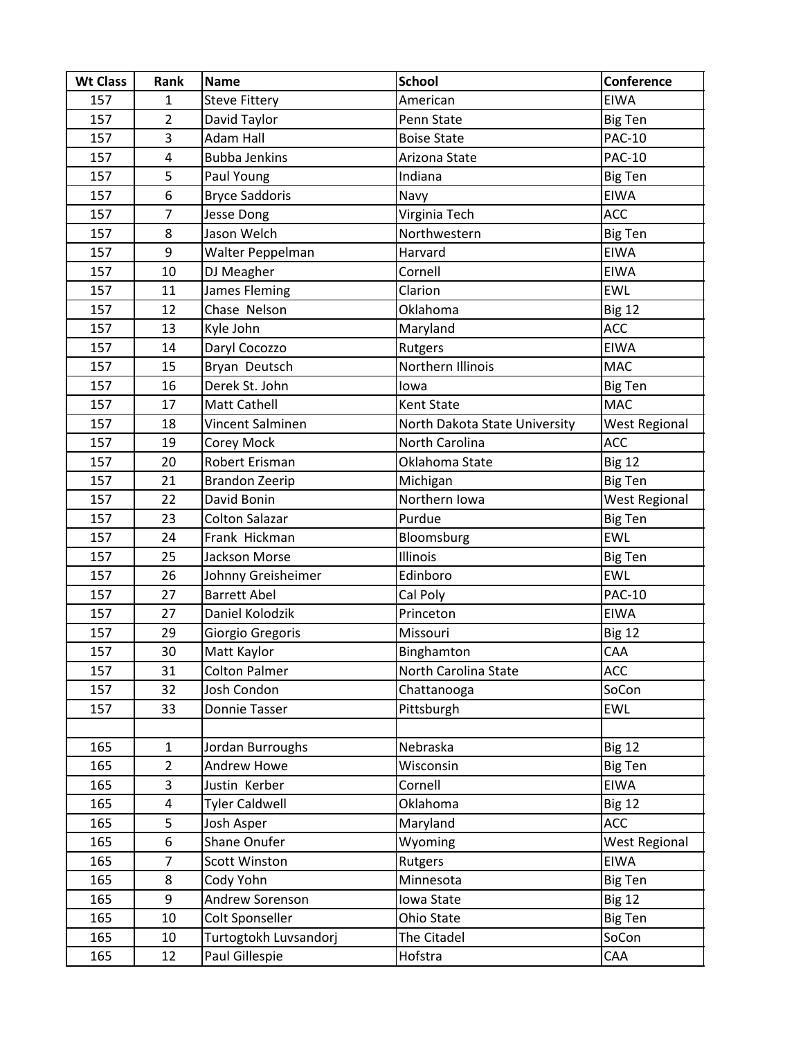| Wt Class | Rank | Name | School | Conference |
|---|---|---|---|---|
| 157 | 1 | Steve Fittery | American | EIWA |
| 157 | 2 | David Taylor | Penn State | Big Ten |
| 157 | 3 | Adam Hall | Boise State | PAC-10 |
| 157 | 4 | Bubba Jenkins | Arizona State | PAC-10 |
| 157 | 5 | Paul Young | Indiana | Big Ten |
| 157 | 6 | Bryce Saddoris | Navy | EIWA |
| 157 | 7 | Jesse Dong | Virginia Tech | ACC |
| 157 | 8 | Jason Welch | Northwestern | Big Ten |
| 157 | 9 | Walter Peppelman | Harvard | EIWA |
| 157 | 10 | DJ Meagher | Cornell | EIWA |
| 157 | 11 | James Fleming | Clarion | EWL |
| 157 | 12 | Chase Nelson | Oklahoma | Big 12 |
| 157 | 13 | Kyle John | Maryland | ACC |
| 157 | 14 | Daryl Cocozzo | Rutgers | EIWA |
| 157 | 15 | Bryan Deutsch | Northern Illinois | MAC |
| 157 | 16 | Derek St. John | Iowa | Big Ten |
| 157 | 17 | Matt Cathell | Kent State | MAC |
| 157 | 18 | Vincent Salminen | North Dakota State University | West Regional |
| 157 | 19 | Corey Mock | North Carolina | ACC |
| 157 | 20 | Robert Erisman | Oklahoma State | Big 12 |
| 157 | 21 | Brandon Zeerip | Michigan | Big Ten |
| 157 | 22 | David Bonin | Northern Iowa | West Regional |
| 157 | 23 | Colton Salazar | Purdue | Big Ten |
| 157 | 24 | Frank Hickman | Bloomsburg | EWL |
| 157 | 25 | Jackson Morse | Illinois | Big Ten |
| 157 | 26 | Johnny Greisheimer | Edinboro | EWL |
| 157 | 27 | Barrett Abel | Cal Poly | PAC-10 |
| 157 | 27 | Daniel Kolodzik | Princeton | EIWA |
| 157 | 29 | Giorgio Gregoris | Missouri | Big 12 |
| 157 | 30 | Matt Kaylor | Binghamton | CAA |
| 157 | 31 | Colton Palmer | North Carolina State | ACC |
| 157 | 32 | Josh Condon | Chattanooga | SoCon |
| 157 | 33 | Donnie Tasser | Pittsburgh | EWL |
| | | | | |
| 165 | 1 | Jordan Burroughs | Nebraska | Big 12 |
| 165 | 2 | Andrew Howe | Wisconsin | Big Ten |
| 165 | 3 | Justin Kerber | Cornell | EIWA |
| 165 | 4 | Tyler Caldwell | Oklahoma | Big 12 |
| 165 | 5 | Josh Asper | Maryland | ACC |
| 165 | 6 | Shane Onufer | Wyoming | West Regional |
| 165 | 7 | Scott Winston | Rutgers | EIWA |
| 165 | 8 | Cody Yohn | Minnesota | Big Ten |
| 165 | 9 | Andrew Sorenson | Iowa State | Big 12 |
| 165 | 10 | Colt Sponseller | Ohio State | Big Ten |
| 165 | 10 | Turtogtokh Luvsandorj | The Citadel | SoCon |
| 165 | 12 | Paul Gillespie | Hofstra | CAA |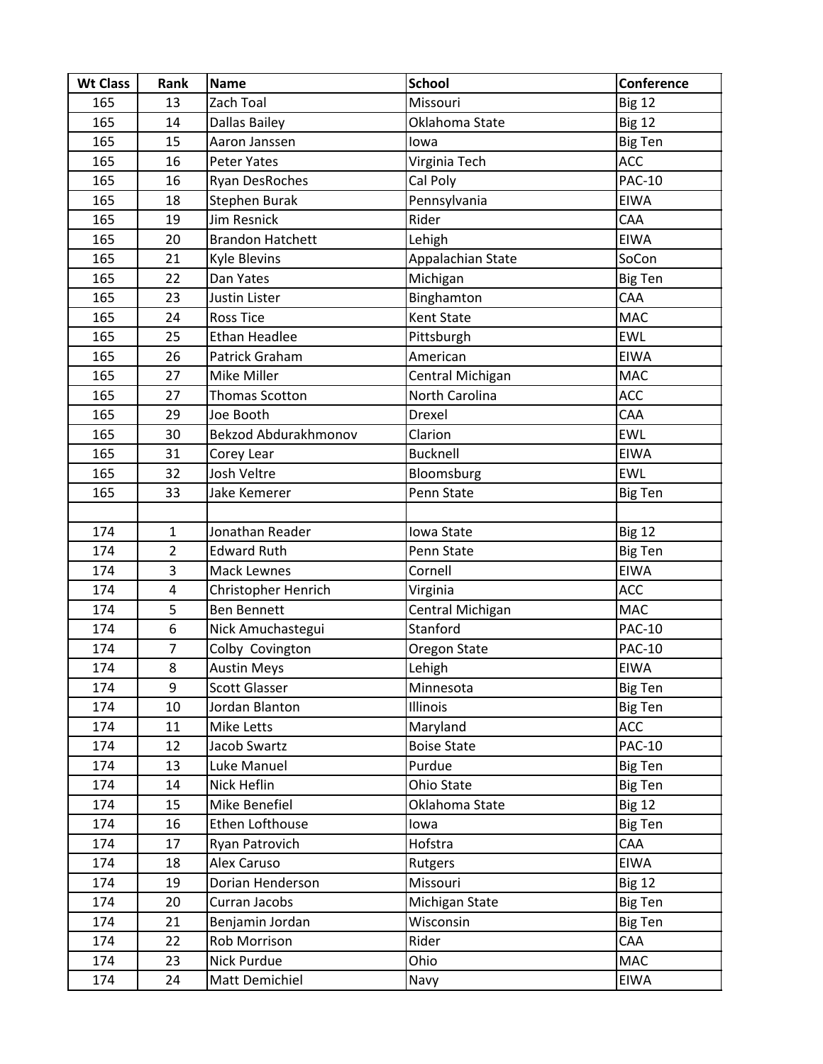| Wt Class | Rank | Name | School | Conference |
|---|---|---|---|---|
| 165 | 13 | Zach Toal | Missouri | Big 12 |
| 165 | 14 | Dallas Bailey | Oklahoma State | Big 12 |
| 165 | 15 | Aaron Janssen | Iowa | Big Ten |
| 165 | 16 | Peter Yates | Virginia Tech | ACC |
| 165 | 16 | Ryan DesRoches | Cal Poly | PAC-10 |
| 165 | 18 | Stephen Burak | Pennsylvania | EIWA |
| 165 | 19 | Jim Resnick | Rider | CAA |
| 165 | 20 | Brandon Hatchett | Lehigh | EIWA |
| 165 | 21 | Kyle Blevins | Appalachian State | SoCon |
| 165 | 22 | Dan Yates | Michigan | Big Ten |
| 165 | 23 | Justin Lister | Binghamton | CAA |
| 165 | 24 | Ross Tice | Kent State | MAC |
| 165 | 25 | Ethan Headlee | Pittsburgh | EWL |
| 165 | 26 | Patrick Graham | American | EIWA |
| 165 | 27 | Mike Miller | Central Michigan | MAC |
| 165 | 27 | Thomas Scotton | North Carolina | ACC |
| 165 | 29 | Joe Booth | Drexel | CAA |
| 165 | 30 | Bekzod Abdurakhmonov | Clarion | EWL |
| 165 | 31 | Corey Lear | Bucknell | EIWA |
| 165 | 32 | Josh Veltre | Bloomsburg | EWL |
| 165 | 33 | Jake Kemerer | Penn State | Big Ten |
| | | | | |
| 174 | 1 | Jonathan Reader | Iowa State | Big 12 |
| 174 | 2 | Edward Ruth | Penn State | Big Ten |
| 174 | 3 | Mack Lewnes | Cornell | EIWA |
| 174 | 4 | Christopher Henrich | Virginia | ACC |
| 174 | 5 | Ben Bennett | Central Michigan | MAC |
| 174 | 6 | Nick Amuchastegui | Stanford | PAC-10 |
| 174 | 7 | Colby Covington | Oregon State | PAC-10 |
| 174 | 8 | Austin Meys | Lehigh | EIWA |
| 174 | 9 | Scott Glasser | Minnesota | Big Ten |
| 174 | 10 | Jordan Blanton | Illinois | Big Ten |
| 174 | 11 | Mike Letts | Maryland | ACC |
| 174 | 12 | Jacob Swartz | Boise State | PAC-10 |
| 174 | 13 | Luke Manuel | Purdue | Big Ten |
| 174 | 14 | Nick Heflin | Ohio State | Big Ten |
| 174 | 15 | Mike Benefiel | Oklahoma State | Big 12 |
| 174 | 16 | Ethen Lofthouse | Iowa | Big Ten |
| 174 | 17 | Ryan Patrovich | Hofstra | CAA |
| 174 | 18 | Alex Caruso | Rutgers | EIWA |
| 174 | 19 | Dorian Henderson | Missouri | Big 12 |
| 174 | 20 | Curran Jacobs | Michigan State | Big Ten |
| 174 | 21 | Benjamin Jordan | Wisconsin | Big Ten |
| 174 | 22 | Rob Morrison | Rider | CAA |
| 174 | 23 | Nick Purdue | Ohio | MAC |
| 174 | 24 | Matt Demichiel | Navy | EIWA |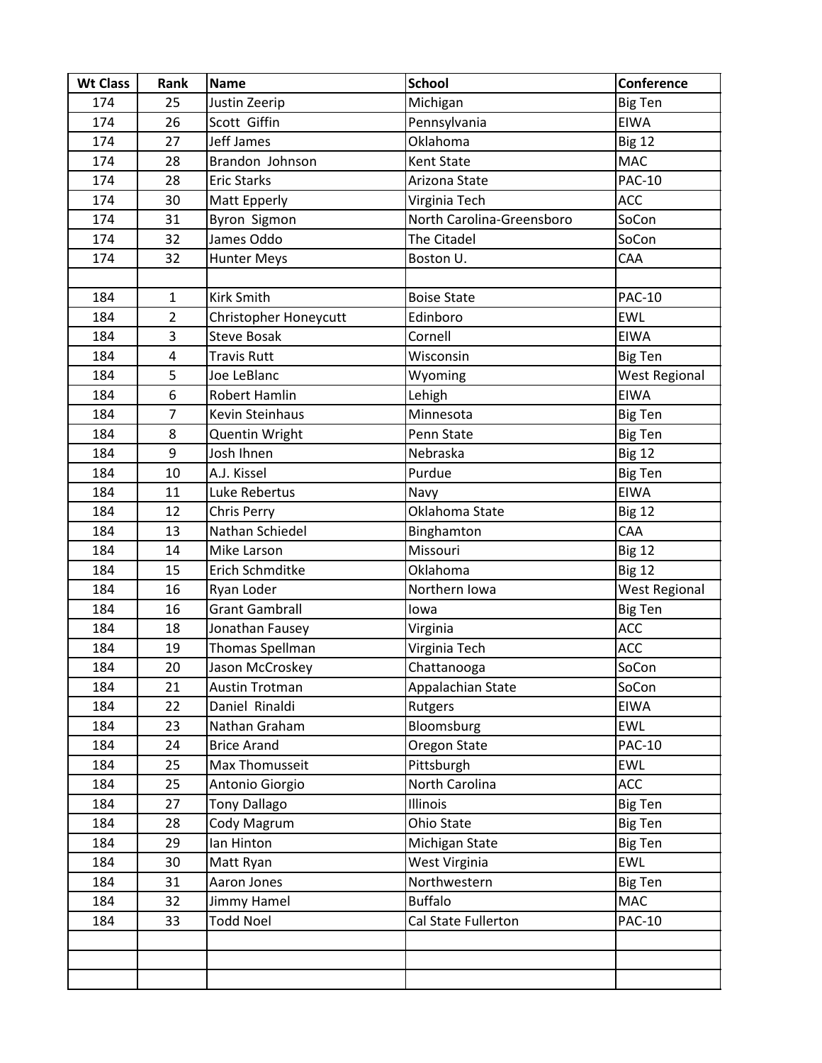| Wt Class | Rank | Name | School | Conference |
| --- | --- | --- | --- | --- |
| 174 | 25 | Justin Zeerip | Michigan | Big Ten |
| 174 | 26 | Scott  Giffin | Pennsylvania | EIWA |
| 174 | 27 | Jeff James | Oklahoma | Big 12 |
| 174 | 28 | Brandon  Johnson | Kent State | MAC |
| 174 | 28 | Eric Starks | Arizona State | PAC-10 |
| 174 | 30 | Matt Epperly | Virginia Tech | ACC |
| 174 | 31 | Byron  Sigmon | North Carolina-Greensboro | SoCon |
| 174 | 32 | James Oddo | The Citadel | SoCon |
| 174 | 32 | Hunter Meys | Boston U. | CAA |
| | | | | |
| 184 | 1 | Kirk Smith | Boise State | PAC-10 |
| 184 | 2 | Christopher Honeycutt | Edinboro | EWL |
| 184 | 3 | Steve Bosak | Cornell | EIWA |
| 184 | 4 | Travis Rutt | Wisconsin | Big Ten |
| 184 | 5 | Joe LeBlanc | Wyoming | West Regional |
| 184 | 6 | Robert Hamlin | Lehigh | EIWA |
| 184 | 7 | Kevin Steinhaus | Minnesota | Big Ten |
| 184 | 8 | Quentin Wright | Penn State | Big Ten |
| 184 | 9 | Josh Ihnen | Nebraska | Big 12 |
| 184 | 10 | A.J. Kissel | Purdue | Big Ten |
| 184 | 11 | Luke Rebertus | Navy | EIWA |
| 184 | 12 | Chris Perry | Oklahoma State | Big 12 |
| 184 | 13 | Nathan Schiedel | Binghamton | CAA |
| 184 | 14 | Mike Larson | Missouri | Big 12 |
| 184 | 15 | Erich Schmditke | Oklahoma | Big 12 |
| 184 | 16 | Ryan Loder | Northern Iowa | West Regional |
| 184 | 16 | Grant Gambrall | Iowa | Big Ten |
| 184 | 18 | Jonathan Fausey | Virginia | ACC |
| 184 | 19 | Thomas Spellman | Virginia Tech | ACC |
| 184 | 20 | Jason McCroskey | Chattanooga | SoCon |
| 184 | 21 | Austin Trotman | Appalachian State | SoCon |
| 184 | 22 | Daniel  Rinaldi | Rutgers | EIWA |
| 184 | 23 | Nathan Graham | Bloomsburg | EWL |
| 184 | 24 | Brice Arand | Oregon State | PAC-10 |
| 184 | 25 | Max Thomusseit | Pittsburgh | EWL |
| 184 | 25 | Antonio Giorgio | North Carolina | ACC |
| 184 | 27 | Tony Dallago | Illinois | Big Ten |
| 184 | 28 | Cody Magrum | Ohio State | Big Ten |
| 184 | 29 | Ian Hinton | Michigan State | Big Ten |
| 184 | 30 | Matt Ryan | West Virginia | EWL |
| 184 | 31 | Aaron Jones | Northwestern | Big Ten |
| 184 | 32 | Jimmy Hamel | Buffalo | MAC |
| 184 | 33 | Todd Noel | Cal State Fullerton | PAC-10 |
| | | | | |
| | | | | |
| | | | | |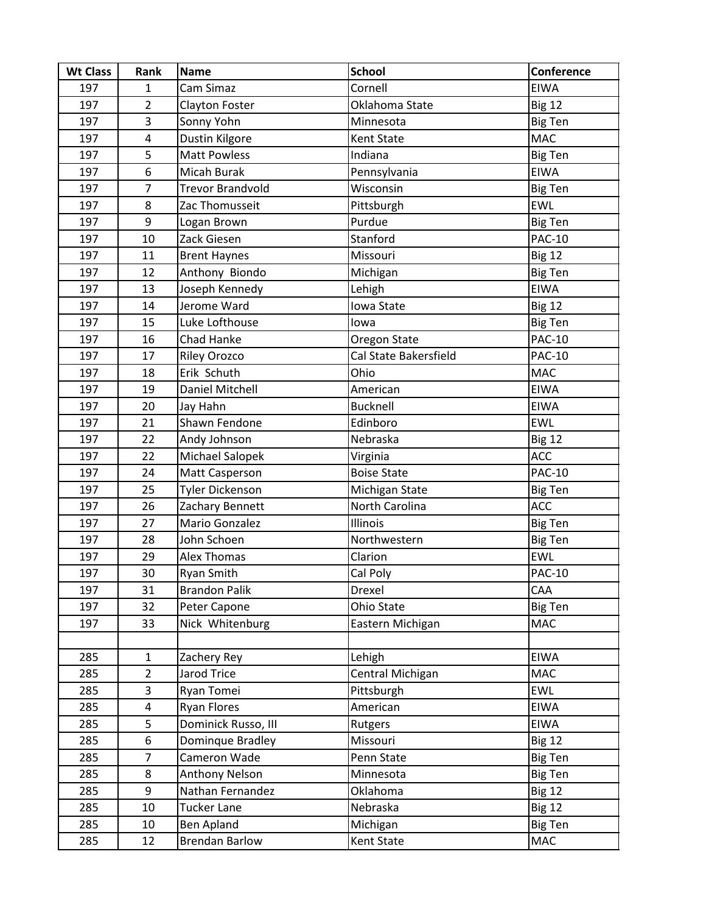| Wt Class | Rank | Name | School | Conference |
|---|---|---|---|---|
| 197 | 1 | Cam Simaz | Cornell | EIWA |
| 197 | 2 | Clayton Foster | Oklahoma State | Big 12 |
| 197 | 3 | Sonny Yohn | Minnesota | Big Ten |
| 197 | 4 | Dustin Kilgore | Kent State | MAC |
| 197 | 5 | Matt Powless | Indiana | Big Ten |
| 197 | 6 | Micah Burak | Pennsylvania | EIWA |
| 197 | 7 | Trevor Brandvold | Wisconsin | Big Ten |
| 197 | 8 | Zac Thomusseit | Pittsburgh | EWL |
| 197 | 9 | Logan Brown | Purdue | Big Ten |
| 197 | 10 | Zack Giesen | Stanford | PAC-10 |
| 197 | 11 | Brent Haynes | Missouri | Big 12 |
| 197 | 12 | Anthony Biondo | Michigan | Big Ten |
| 197 | 13 | Joseph Kennedy | Lehigh | EIWA |
| 197 | 14 | Jerome Ward | Iowa State | Big 12 |
| 197 | 15 | Luke Lofthouse | Iowa | Big Ten |
| 197 | 16 | Chad Hanke | Oregon State | PAC-10 |
| 197 | 17 | Riley Orozco | Cal State Bakersfield | PAC-10 |
| 197 | 18 | Erik Schuth | Ohio | MAC |
| 197 | 19 | Daniel Mitchell | American | EIWA |
| 197 | 20 | Jay Hahn | Bucknell | EIWA |
| 197 | 21 | Shawn Fendone | Edinboro | EWL |
| 197 | 22 | Andy Johnson | Nebraska | Big 12 |
| 197 | 22 | Michael Salopek | Virginia | ACC |
| 197 | 24 | Matt Casperson | Boise State | PAC-10 |
| 197 | 25 | Tyler Dickenson | Michigan State | Big Ten |
| 197 | 26 | Zachary Bennett | North Carolina | ACC |
| 197 | 27 | Mario Gonzalez | Illinois | Big Ten |
| 197 | 28 | John Schoen | Northwestern | Big Ten |
| 197 | 29 | Alex Thomas | Clarion | EWL |
| 197 | 30 | Ryan Smith | Cal Poly | PAC-10 |
| 197 | 31 | Brandon Palik | Drexel | CAA |
| 197 | 32 | Peter Capone | Ohio State | Big Ten |
| 197 | 33 | Nick Whitenburg | Eastern Michigan | MAC |
| | | | | |
| 285 | 1 | Zachery Rey | Lehigh | EIWA |
| 285 | 2 | Jarod Trice | Central Michigan | MAC |
| 285 | 3 | Ryan Tomei | Pittsburgh | EWL |
| 285 | 4 | Ryan Flores | American | EIWA |
| 285 | 5 | Dominick Russo, III | Rutgers | EIWA |
| 285 | 6 | Dominque Bradley | Missouri | Big 12 |
| 285 | 7 | Cameron Wade | Penn State | Big Ten |
| 285 | 8 | Anthony Nelson | Minnesota | Big Ten |
| 285 | 9 | Nathan Fernandez | Oklahoma | Big 12 |
| 285 | 10 | Tucker Lane | Nebraska | Big 12 |
| 285 | 10 | Ben Apland | Michigan | Big Ten |
| 285 | 12 | Brendan Barlow | Kent State | MAC |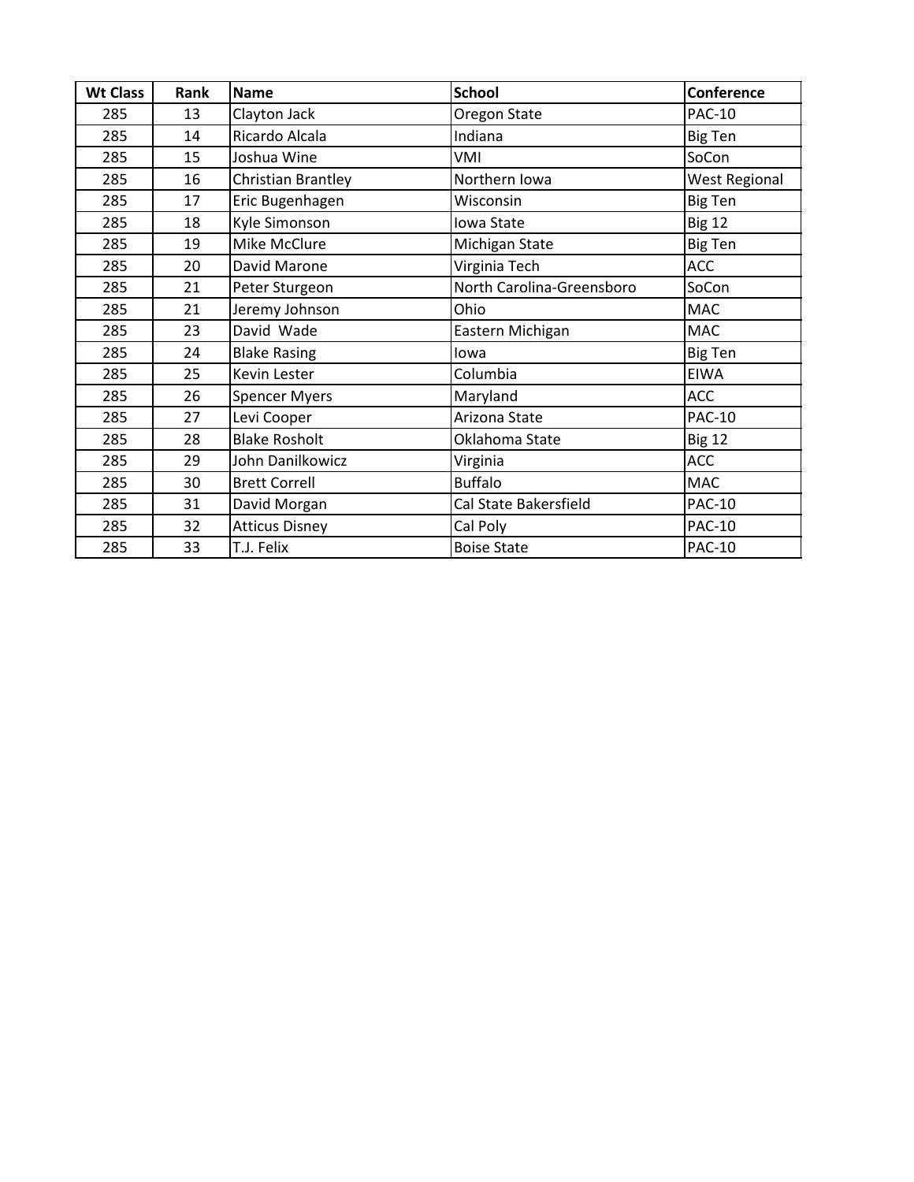| Wt Class | Rank | Name | School | Conference |
|---|---|---|---|---|
| 285 | 13 | Clayton Jack | Oregon State | PAC-10 |
| 285 | 14 | Ricardo Alcala | Indiana | Big Ten |
| 285 | 15 | Joshua Wine | VMI | SoCon |
| 285 | 16 | Christian Brantley | Northern Iowa | West Regional |
| 285 | 17 | Eric Bugenhagen | Wisconsin | Big Ten |
| 285 | 18 | Kyle Simonson | Iowa State | Big 12 |
| 285 | 19 | Mike McClure | Michigan State | Big Ten |
| 285 | 20 | David Marone | Virginia Tech | ACC |
| 285 | 21 | Peter Sturgeon | North Carolina-Greensboro | SoCon |
| 285 | 21 | Jeremy Johnson | Ohio | MAC |
| 285 | 23 | David  Wade | Eastern Michigan | MAC |
| 285 | 24 | Blake Rasing | Iowa | Big Ten |
| 285 | 25 | Kevin Lester | Columbia | EIWA |
| 285 | 26 | Spencer Myers | Maryland | ACC |
| 285 | 27 | Levi Cooper | Arizona State | PAC-10 |
| 285 | 28 | Blake Rosholt | Oklahoma State | Big 12 |
| 285 | 29 | John Danilkowicz | Virginia | ACC |
| 285 | 30 | Brett Correll | Buffalo | MAC |
| 285 | 31 | David Morgan | Cal State Bakersfield | PAC-10 |
| 285 | 32 | Atticus Disney | Cal Poly | PAC-10 |
| 285 | 33 | T.J. Felix | Boise State | PAC-10 |